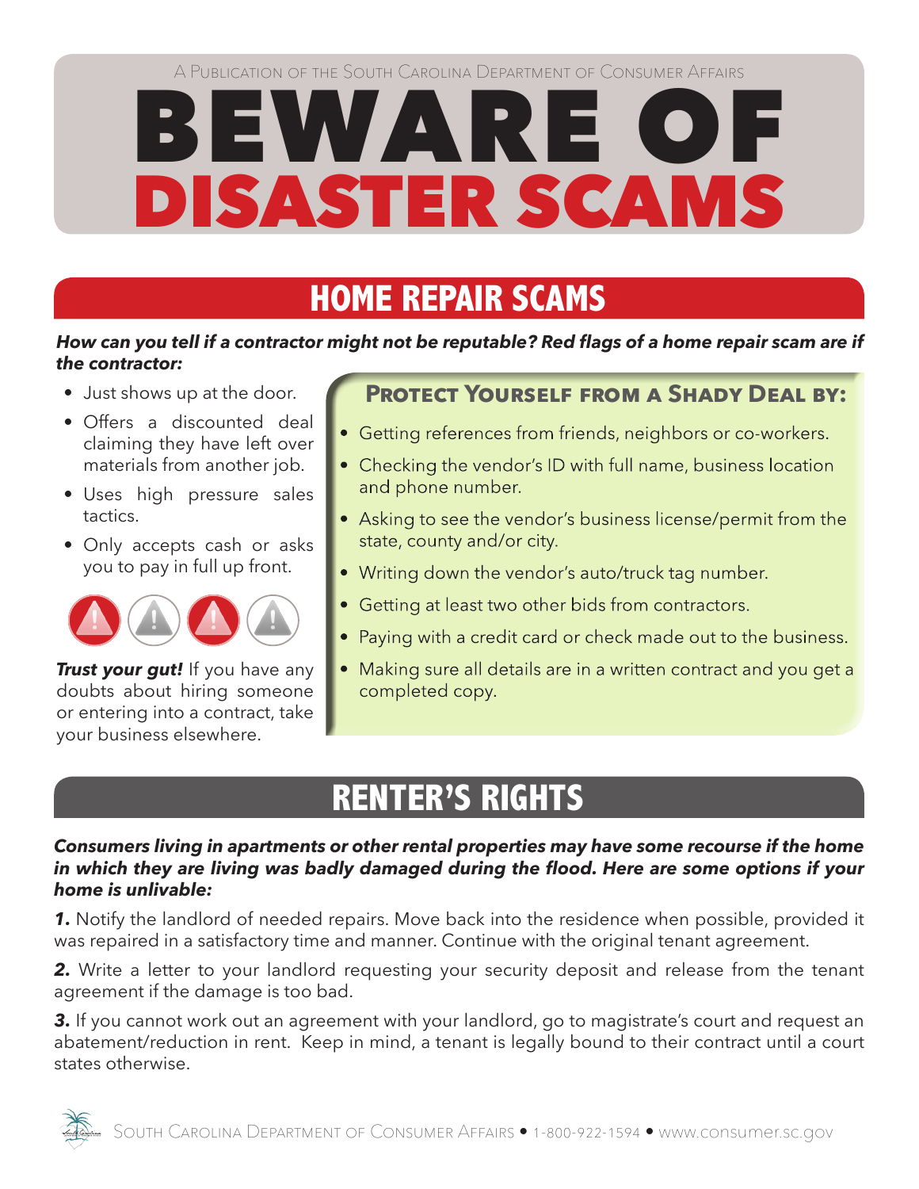A Publication of the South Carolina Department of Consumer Affairs

# BEWARE OF DISASTER SCAMS

## HOME REPAIR SCAMS

***How can you tell if a contractor might not be reputable? Red flags of a home repair scam are if the contractor:***

- Just shows up at the door.
- Offers a discounted deal claiming they have left over materials from another job.
- Uses high pressure sales tactics.
- Only accepts cash or asks you to pay in full up front.

***Trust your gut!*** If you have any doubts about hiring someone or entering into a contract, take your business elsewhere.

### Protect Yourself from a Shady Deal by:

- Getting references from friends, neighbors or co-workers.
- Checking the vendor's ID with full name, business location and phone number.
- Asking to see the vendor's business license/permit from the state, county and/or city.
- Writing down the vendor's auto/truck tag number.
- Getting at least two other bids from contractors.
- Paying with a credit card or check made out to the business.
- Making sure all details are in a written contract and you get a completed copy.

## RENTER'S RIGHTS

***Consumers living in apartments or other rental properties may have some recourse if the home in which they are living was badly damaged during the flood. Here are some options if your home is unlivable:***

***1.*** Notify the landlord of needed repairs. Move back into the residence when possible, provided it was repaired in a satisfactory time and manner. Continue with the original tenant agreement.

***2.*** Write a letter to your landlord requesting your security deposit and release from the tenant agreement if the damage is too bad.

***3.*** If you cannot work out an agreement with your landlord, go to magistrate's court and request an abatement/reduction in rent. Keep in mind, a tenant is legally bound to their contract until a court states otherwise.

South Carolina Department of Consumer Affairs • 1-800-922-1594 • www.consumer.sc.gov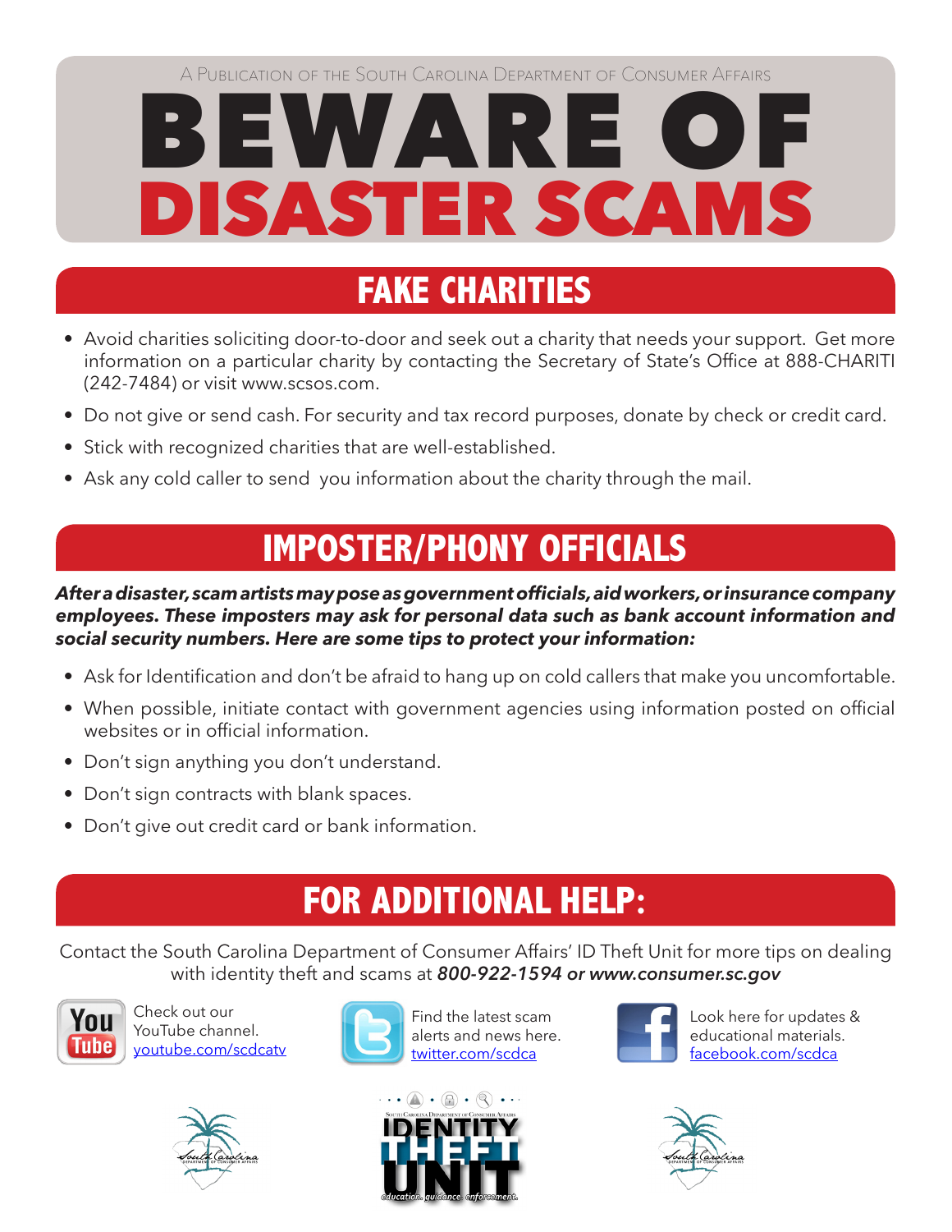A Publication of the South Carolina Department of Consumer Affairs

# BEWARE OF DISASTER SCAMS

## FAKE CHARITIES

- Avoid charities soliciting door-to-door and seek out a charity that needs your support. Get more information on a particular charity by contacting the Secretary of State's Office at 888-CHARITI (242-7484) or visit www.scsos.com.
- Do not give or send cash. For security and tax record purposes, donate by check or credit card.
- Stick with recognized charities that are well-established.
- Ask any cold caller to send you information about the charity through the mail.

## IMPOSTER/PHONY OFFICIALS

***After a disaster, scam artists may pose as government officials, aid workers, or insurance company employees. These imposters may ask for personal data such as bank account information and social security numbers. Here are some tips to protect your information:***

- Ask for Identification and don't be afraid to hang up on cold callers that make you uncomfortable.
- When possible, initiate contact with government agencies using information posted on official websites or in official information.
- Don't sign anything you don't understand.
- Don't sign contracts with blank spaces.
- Don't give out credit card or bank information.

## FOR ADDITIONAL HELP:

Contact the South Carolina Department of Consumer Affairs' ID Theft Unit for more tips on dealing with identity theft and scams at ***800-922-1594 or www.consumer.sc.gov***

Check out our YouTube channel. youtube.com/scdcatv

Find the latest scam alerts and news here. twitter.com/scdca

Look here for updates & educational materials. facebook.com/scdca